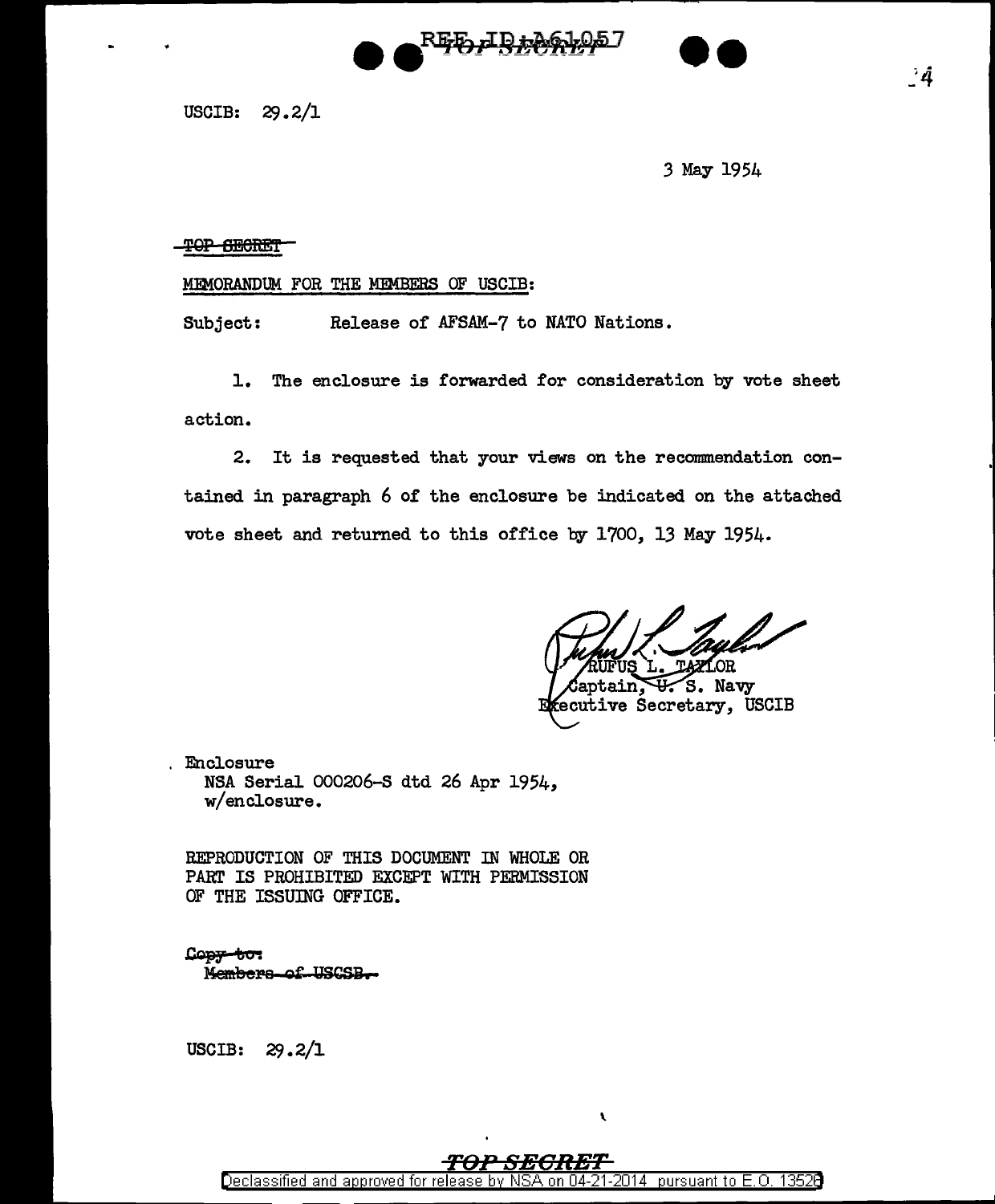USCIB: 29.2/1

3 May 1954

~~TOP SECRET~~

MEMORANDUM FOR THE MEMBERS OF USCIB:

Subject: Release of AFSAM-7 to NATO Nations.

1. The enclosure is forwarded for consideration by vote sheet action.

2. It is requested that your views on the recommendation contained in paragraph 6 of the enclosure be indicated on the attached vote sheet and returned to this office by 1700, 13 May 1954.

RUFUS L. TAYLOR
Captain, U. S. Navy
Executive Secretary, USCIB

Enclosure
NSA Serial 000206-S dtd 26 Apr 1954, w/enclosure.

REPRODUCTION OF THIS DOCUMENT IN WHOLE OR PART IS PROHIBITED EXCEPT WITH PERMISSION OF THE ISSUING OFFICE.

~~Copy to:~~
~~Members of USCSB.~~

USCIB: 29.2/1

TOP SECRET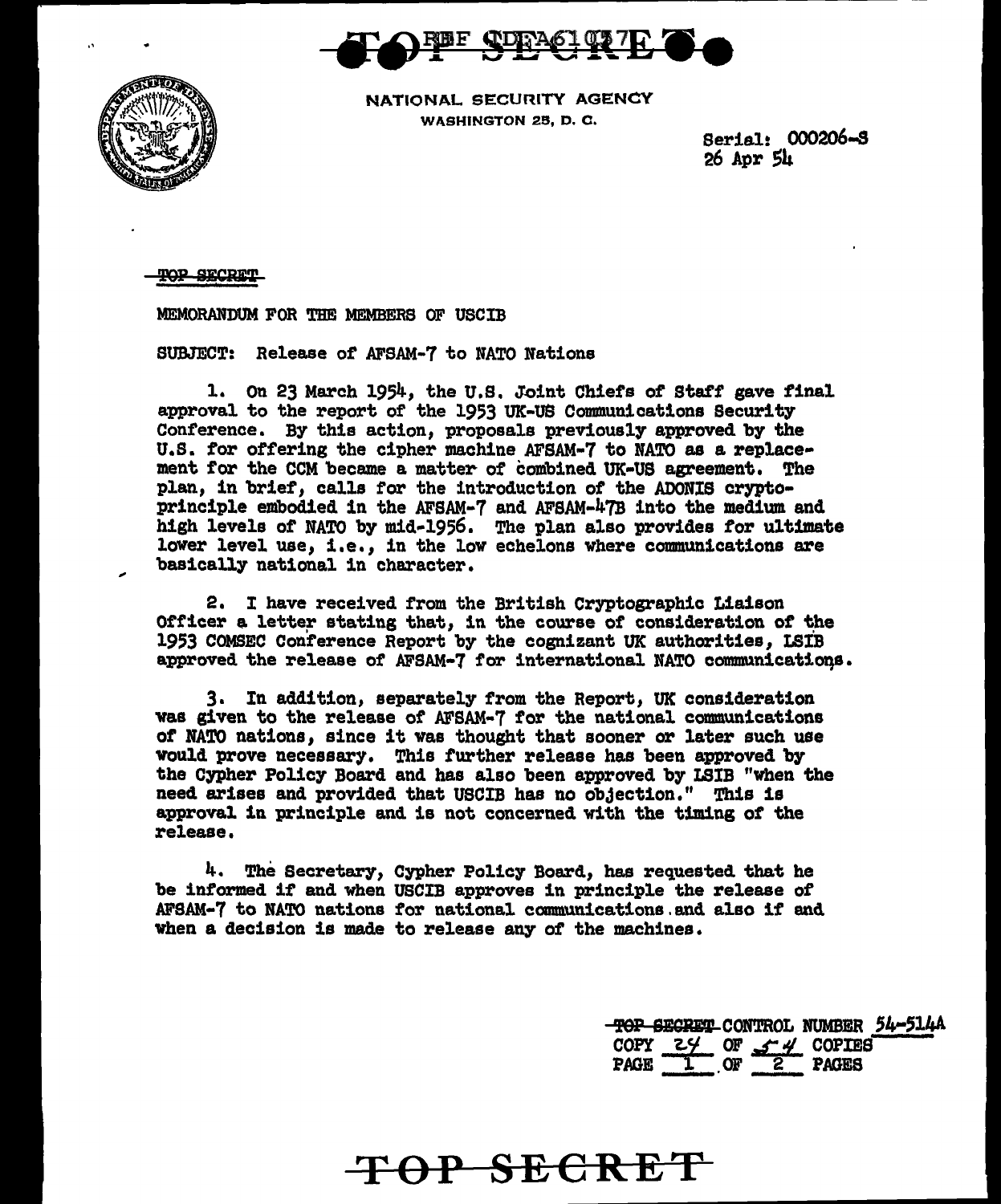TOP SECRET

NATIONAL SECURITY AGENCY
WASHINGTON 25, D. C.

Serial: 000206-S
26 Apr 54

TOP SECRET

MEMORANDUM FOR THE MEMBERS OF USCIB

SUBJECT: Release of AFSAM-7 to NATO Nations

1. On 23 March 1954, the U.S. Joint Chiefs of Staff gave final approval to the report of the 1953 UK-US Communications Security Conference. By this action, proposals previously approved by the U.S. for offering the cipher machine AFSAM-7 to NATO as a replacement for the CCM became a matter of combined UK-US agreement. The plan, in brief, calls for the introduction of the ADONIS cryptoprinciple embodied in the AFSAM-7 and AFSAM-47B into the medium and high levels of NATO by mid-1956. The plan also provides for ultimate lower level use, i.e., in the low echelons where communications are basically national in character.

2. I have received from the British Cryptographic Liaison Officer a letter stating that, in the course of consideration of the 1953 COMSEC Conference Report by the cognizant UK authorities, LSIB approved the release of AFSAM-7 for international NATO communications.

3. In addition, separately from the Report, UK consideration was given to the release of AFSAM-7 for the national communications of NATO nations, since it was thought that sooner or later such use would prove necessary. This further release has been approved by the Cypher Policy Board and has also been approved by LSIB "when the need arises and provided that USCIB has no objection." This is approval in principle and is not concerned with the timing of the release.

4. The Secretary, Cypher Policy Board, has requested that he be informed if and when USCIB approves in principle the release of AFSAM-7 to NATO nations for national communications and also if and when a decision is made to release any of the machines.

TOP SECRET CONTROL NUMBER 54-514A
COPY 24 OF 54 COPIES
PAGE 1 OF 2 PAGES

TOP SECRET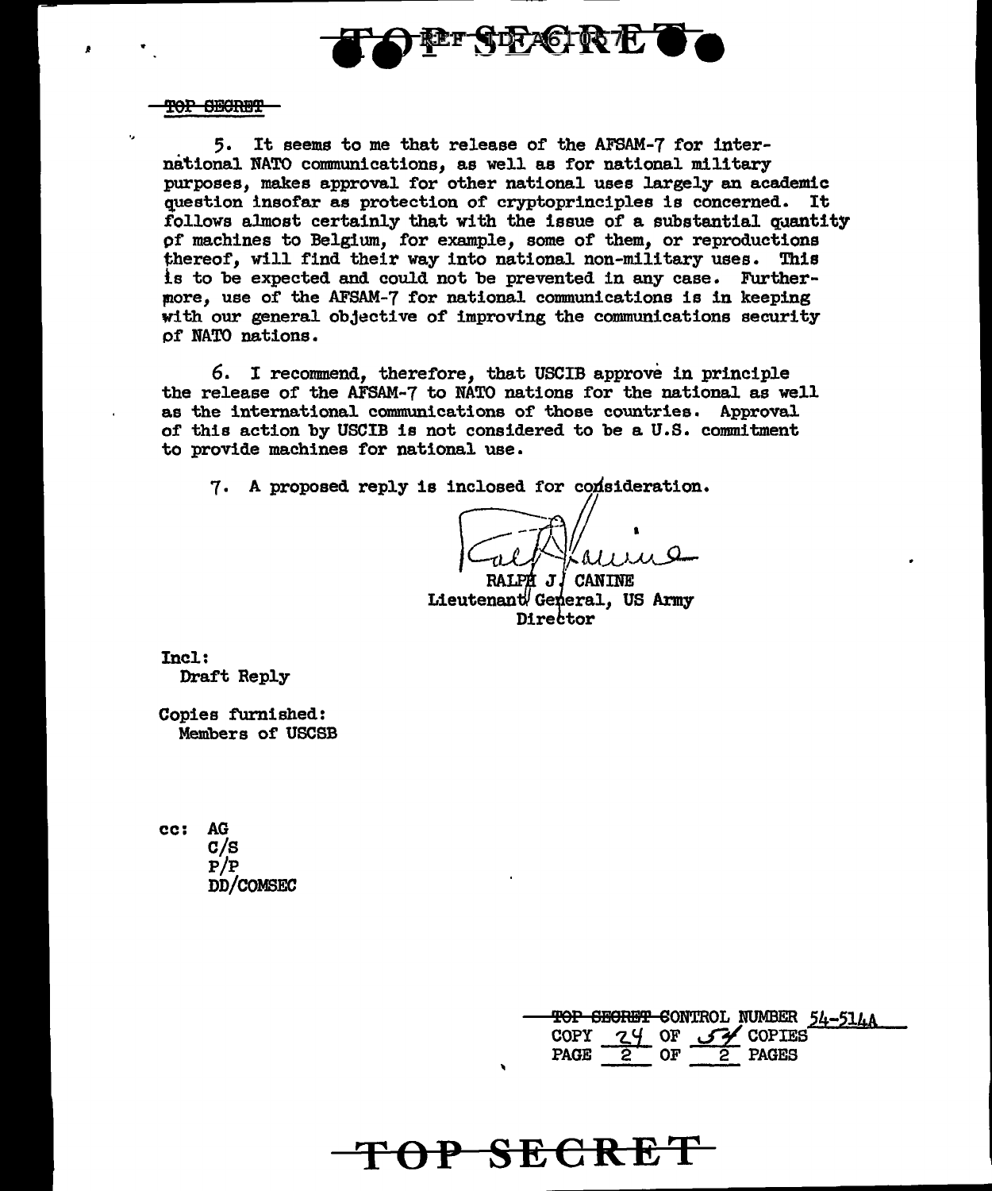TOP SECRET

5. It seems to me that release of the AFSAM-7 for international NATO communications, as well as for national military purposes, makes approval for other national uses largely an academic question insofar as protection of cryptoprinciples is concerned. It follows almost certainly that with the issue of a substantial quantity of machines to Belgium, for example, some of them, or reproductions thereof, will find their way into national non-military uses. This is to be expected and could not be prevented in any case. Furthermore, use of the AFSAM-7 for national communications is in keeping with our general objective of improving the communications security of NATO nations.

6. I recommend, therefore, that USCIB approve in principle the release of the AFSAM-7 to NATO nations for the national as well as the international communications of those countries. Approval of this action by USCIB is not considered to be a U.S. commitment to provide machines for national use.

7. A proposed reply is inclosed for consideration.

RALPH J. CANINE
Lieutenant General, US Army
Director

Incl:
Draft Reply

Copies furnished:
Members of USCSB

cc: AG
C/S
P/P
DD/COMSEC

TOP SECRET CONTROL NUMBER 54-514A
COPY 24 OF 54 COPIES
PAGE 2 OF 2 PAGES

TOP SECRET